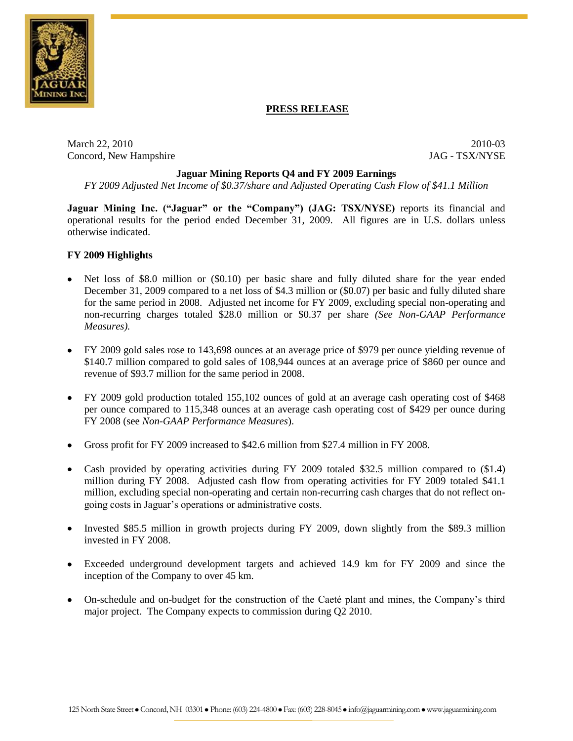**PRESS RELEASE**

March 22, 2010 2010-03
Concord, New Hampshire JAG - TSX/NYSE

# Jaguar Mining Reports Q4 and FY 2009 Earnings

*FY 2009 Adjusted Net Income of $0.37/share and Adjusted Operating Cash Flow of $41.1 Million*

**Jaguar Mining Inc. ("Jaguar" or the "Company") (JAG: TSX/NYSE)** reports its financial and operational results for the period ended December 31, 2009. All figures are in U.S. dollars unless otherwise indicated.

## FY 2009 Highlights

- Net loss of $8.0 million or ($0.10) per basic share and fully diluted share for the year ended December 31, 2009 compared to a net loss of $4.3 million or ($0.07) per basic and fully diluted share for the same period in 2008. Adjusted net income for FY 2009, excluding special non-operating and non-recurring charges totaled $28.0 million or $0.37 per share *(See Non-GAAP Performance Measures).*

- FY 2009 gold sales rose to 143,698 ounces at an average price of $979 per ounce yielding revenue of $140.7 million compared to gold sales of 108,944 ounces at an average price of $860 per ounce and revenue of $93.7 million for the same period in 2008.

- FY 2009 gold production totaled 155,102 ounces of gold at an average cash operating cost of $468 per ounce compared to 115,348 ounces at an average cash operating cost of $429 per ounce during FY 2008 (see *Non-GAAP Performance Measures*).

- Gross profit for FY 2009 increased to $42.6 million from $27.4 million in FY 2008.

- Cash provided by operating activities during FY 2009 totaled $32.5 million compared to ($1.4) million during FY 2008. Adjusted cash flow from operating activities for FY 2009 totaled $41.1 million, excluding special non-operating and certain non-recurring cash charges that do not reflect on-going costs in Jaguar's operations or administrative costs.

- Invested $85.5 million in growth projects during FY 2009, down slightly from the $89.3 million invested in FY 2008.

- Exceeded underground development targets and achieved 14.9 km for FY 2009 and since the inception of the Company to over 45 km.

- On-schedule and on-budget for the construction of the Caeté plant and mines, the Company's third major project. The Company expects to commission during Q2 2010.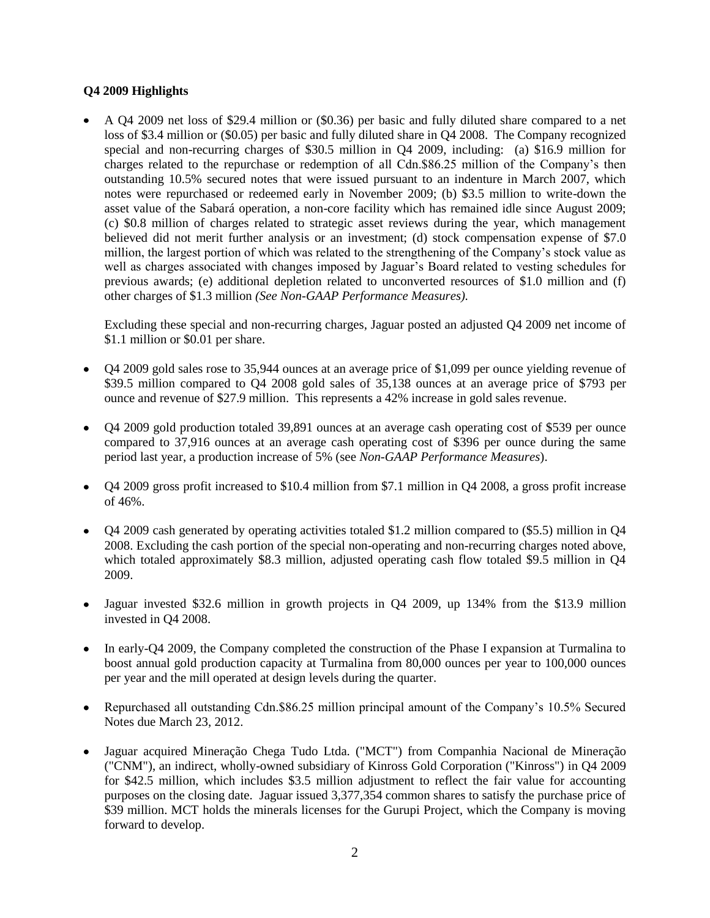**Q4 2009 Highlights**

- A Q4 2009 net loss of $29.4 million or ($0.36) per basic and fully diluted share compared to a net loss of $3.4 million or ($0.05) per basic and fully diluted share in Q4 2008. The Company recognized special and non-recurring charges of $30.5 million in Q4 2009, including: (a) $16.9 million for charges related to the repurchase or redemption of all Cdn.$86.25 million of the Company's then outstanding 10.5% secured notes that were issued pursuant to an indenture in March 2007, which notes were repurchased or redeemed early in November 2009; (b) $3.5 million to write-down the asset value of the Sabará operation, a non-core facility which has remained idle since August 2009; (c) $0.8 million of charges related to strategic asset reviews during the year, which management believed did not merit further analysis or an investment; (d) stock compensation expense of $7.0 million, the largest portion of which was related to the strengthening of the Company's stock value as well as charges associated with changes imposed by Jaguar's Board related to vesting schedules for previous awards; (e) additional depletion related to unconverted resources of $1.0 million and (f) other charges of $1.3 million *(See Non-GAAP Performance Measures).*

  Excluding these special and non-recurring charges, Jaguar posted an adjusted Q4 2009 net income of $1.1 million or $0.01 per share.

- Q4 2009 gold sales rose to 35,944 ounces at an average price of $1,099 per ounce yielding revenue of $39.5 million compared to Q4 2008 gold sales of 35,138 ounces at an average price of $793 per ounce and revenue of $27.9 million. This represents a 42% increase in gold sales revenue.

- Q4 2009 gold production totaled 39,891 ounces at an average cash operating cost of $539 per ounce compared to 37,916 ounces at an average cash operating cost of $396 per ounce during the same period last year, a production increase of 5% (see *Non-GAAP Performance Measures*).

- Q4 2009 gross profit increased to $10.4 million from $7.1 million in Q4 2008, a gross profit increase of 46%.

- Q4 2009 cash generated by operating activities totaled $1.2 million compared to ($5.5) million in Q4 2008. Excluding the cash portion of the special non-operating and non-recurring charges noted above, which totaled approximately $8.3 million, adjusted operating cash flow totaled $9.5 million in Q4 2009.

- Jaguar invested $32.6 million in growth projects in Q4 2009, up 134% from the $13.9 million invested in Q4 2008.

- In early-Q4 2009, the Company completed the construction of the Phase I expansion at Turmalina to boost annual gold production capacity at Turmalina from 80,000 ounces per year to 100,000 ounces per year and the mill operated at design levels during the quarter.

- Repurchased all outstanding Cdn.$86.25 million principal amount of the Company's 10.5% Secured Notes due March 23, 2012.

- Jaguar acquired Mineração Chega Tudo Ltda. ("MCT") from Companhia Nacional de Mineração ("CNM"), an indirect, wholly-owned subsidiary of Kinross Gold Corporation ("Kinross") in Q4 2009 for $42.5 million, which includes $3.5 million adjustment to reflect the fair value for accounting purposes on the closing date. Jaguar issued 3,377,354 common shares to satisfy the purchase price of $39 million. MCT holds the minerals licenses for the Gurupi Project, which the Company is moving forward to develop.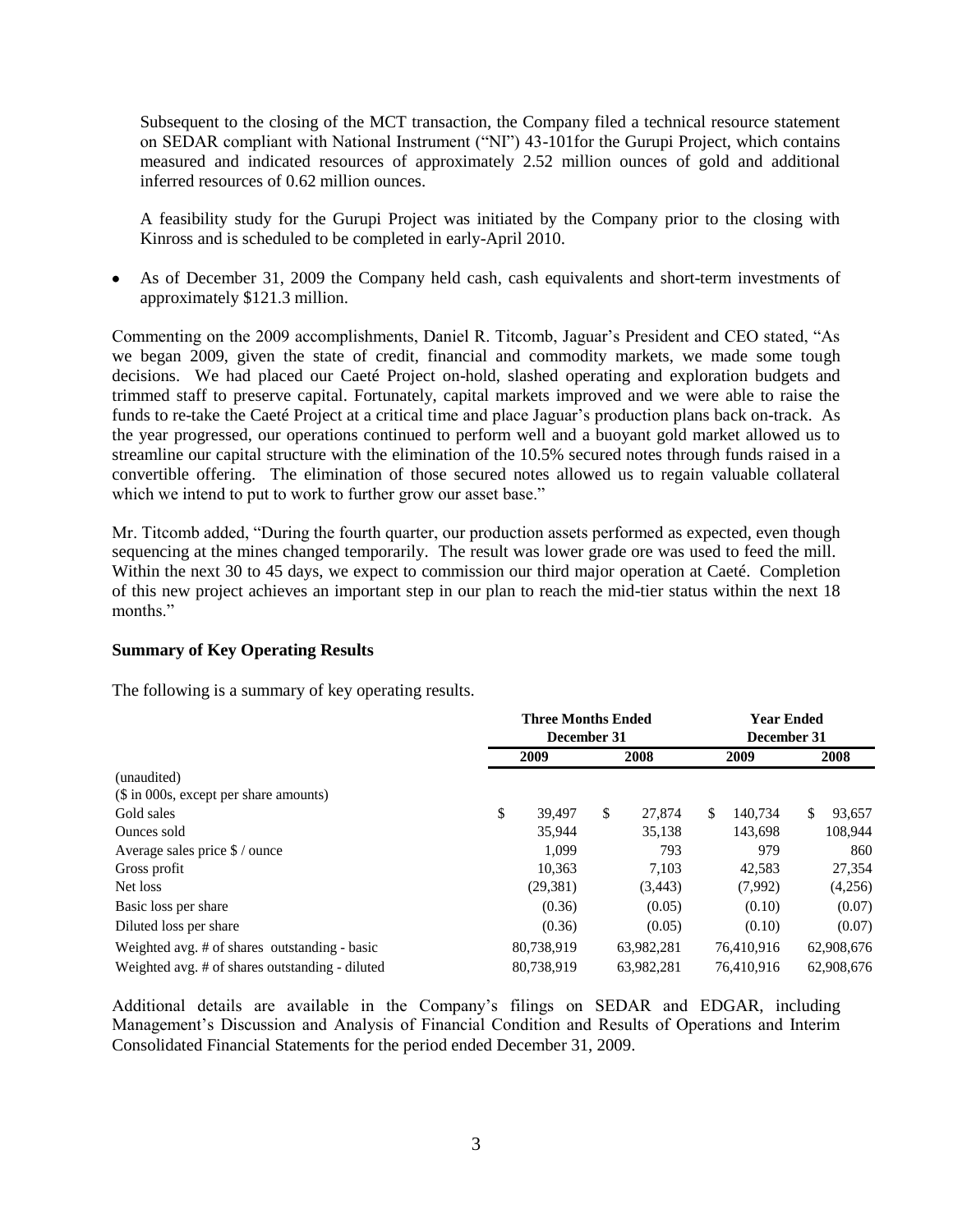Subsequent to the closing of the MCT transaction, the Company filed a technical resource statement on SEDAR compliant with National Instrument ("NI") 43-101for the Gurupi Project, which contains measured and indicated resources of approximately 2.52 million ounces of gold and additional inferred resources of 0.62 million ounces.

A feasibility study for the Gurupi Project was initiated by the Company prior to the closing with Kinross and is scheduled to be completed in early-April 2010.

- As of December 31, 2009 the Company held cash, cash equivalents and short-term investments of approximately $121.3 million.

Commenting on the 2009 accomplishments, Daniel R. Titcomb, Jaguar's President and CEO stated, "As we began 2009, given the state of credit, financial and commodity markets, we made some tough decisions. We had placed our Caeté Project on-hold, slashed operating and exploration budgets and trimmed staff to preserve capital. Fortunately, capital markets improved and we were able to raise the funds to re-take the Caeté Project at a critical time and place Jaguar's production plans back on-track. As the year progressed, our operations continued to perform well and a buoyant gold market allowed us to streamline our capital structure with the elimination of the 10.5% secured notes through funds raised in a convertible offering. The elimination of those secured notes allowed us to regain valuable collateral which we intend to put to work to further grow our asset base."

Mr. Titcomb added, "During the fourth quarter, our production assets performed as expected, even though sequencing at the mines changed temporarily. The result was lower grade ore was used to feed the mill. Within the next 30 to 45 days, we expect to commission our third major operation at Caeté. Completion of this new project achieves an important step in our plan to reach the mid-tier status within the next 18 months."

**Summary of Key Operating Results**

The following is a summary of key operating results.

| | Three Months Ended December 31 | | Year Ended December 31 | |
|---|---|---|---|---|
| | 2009 | 2008 | 2009 | 2008 |
| (unaudited) | | | | |
| ($ in 000s, except per share amounts) | | | | |
| Gold sales | $ 39,497 | $ 27,874 | $ 140,734 | $ 93,657 |
| Ounces sold | 35,944 | 35,138 | 143,698 | 108,944 |
| Average sales price $ / ounce | 1,099 | 793 | 979 | 860 |
| Gross profit | 10,363 | 7,103 | 42,583 | 27,354 |
| Net loss | (29,381) | (3,443) | (7,992) | (4,256) |
| Basic loss per share | (0.36) | (0.05) | (0.10) | (0.07) |
| Diluted loss per share | (0.36) | (0.05) | (0.10) | (0.07) |
| Weighted avg. # of shares outstanding - basic | 80,738,919 | 63,982,281 | 76,410,916 | 62,908,676 |
| Weighted avg. # of shares outstanding - diluted | 80,738,919 | 63,982,281 | 76,410,916 | 62,908,676 |

Additional details are available in the Company's filings on SEDAR and EDGAR, including Management's Discussion and Analysis of Financial Condition and Results of Operations and Interim Consolidated Financial Statements for the period ended December 31, 2009.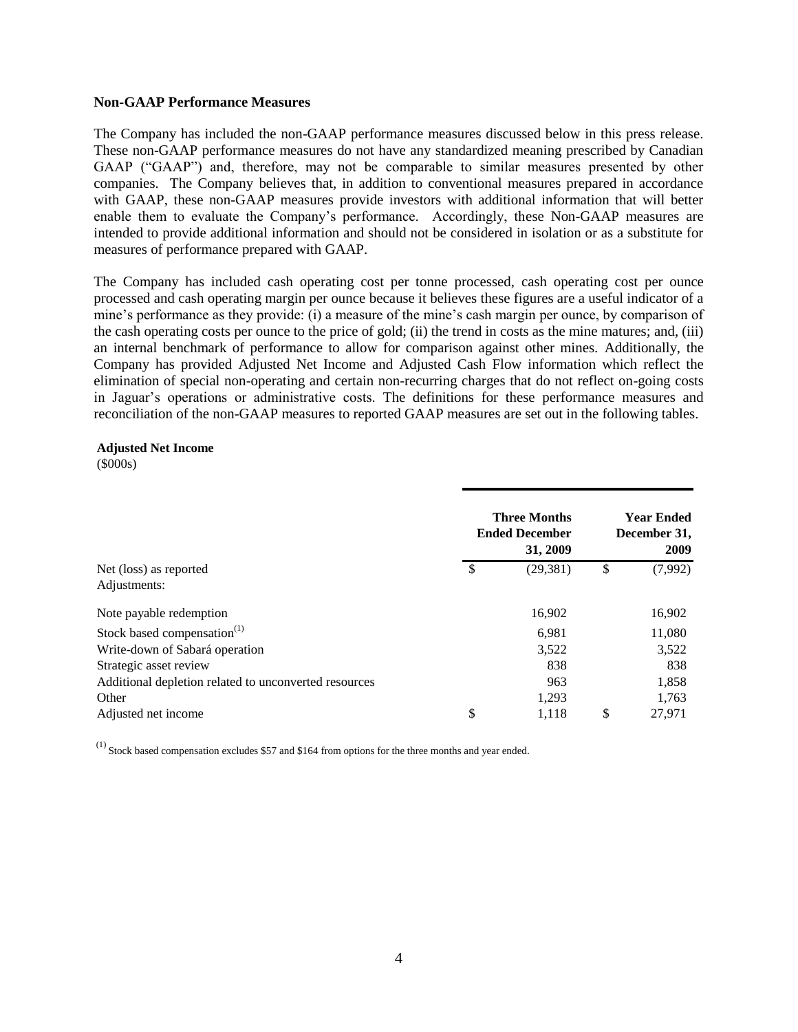### Non-GAAP Performance Measures

The Company has included the non-GAAP performance measures discussed below in this press release. These non-GAAP performance measures do not have any standardized meaning prescribed by Canadian GAAP ("GAAP") and, therefore, may not be comparable to similar measures presented by other companies. The Company believes that, in addition to conventional measures prepared in accordance with GAAP, these non-GAAP measures provide investors with additional information that will better enable them to evaluate the Company's performance. Accordingly, these Non-GAAP measures are intended to provide additional information and should not be considered in isolation or as a substitute for measures of performance prepared with GAAP.

The Company has included cash operating cost per tonne processed, cash operating cost per ounce processed and cash operating margin per ounce because it believes these figures are a useful indicator of a mine's performance as they provide: (i) a measure of the mine's cash margin per ounce, by comparison of the cash operating costs per ounce to the price of gold; (ii) the trend in costs as the mine matures; and, (iii) an internal benchmark of performance to allow for comparison against other mines. Additionally, the Company has provided Adjusted Net Income and Adjusted Cash Flow information which reflect the elimination of special non-operating and certain non-recurring charges that do not reflect on-going costs in Jaguar's operations or administrative costs. The definitions for these performance measures and reconciliation of the non-GAAP measures to reported GAAP measures are set out in the following tables.

**Adjusted Net Income**
($000s)

| | Three Months Ended December 31, 2009 | Year Ended December 31, 2009 |
|---|---|---|
| Net (loss) as reported | $ (29,381) | $ (7,992) |
| Adjustments: | | |
| Note payable redemption | 16,902 | 16,902 |
| Stock based compensation[1] | 6,981 | 11,080 |
| Write-down of Sabará operation | 3,522 | 3,522 |
| Strategic asset review | 838 | 838 |
| Additional depletion related to unconverted resources | 963 | 1,858 |
| Other | 1,293 | 1,763 |
| Adjusted net income | $ 1,118 | $ 27,971 |

[1] Stock based compensation excludes $57 and $164 from options for the three months and year ended.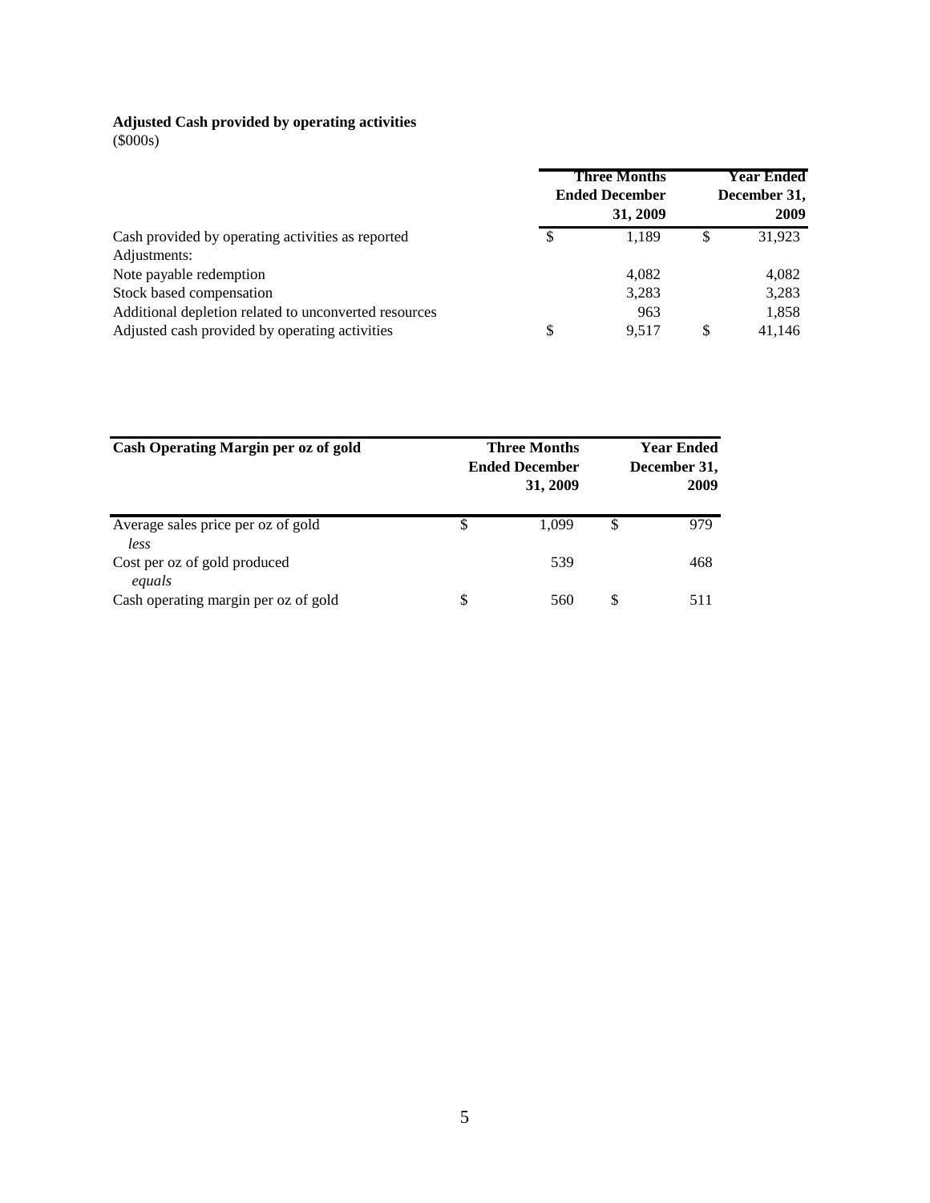**Adjusted Cash provided by operating activities**
(\$000s)

| | Three Months Ended December 31, 2009 | Year Ended December 31, 2009 |
|---|---|---|
| Cash provided by operating activities as reported | \$ 1,189 | \$ 31,923 |
| Adjustments: | | |
| Note payable redemption | 4,082 | 4,082 |
| Stock based compensation | 3,283 | 3,283 |
| Additional depletion related to unconverted resources | 963 | 1,858 |
| Adjusted cash provided by operating activities | \$ 9,517 | \$ 41,146 |

| **Cash Operating Margin per oz of gold** | **Three Months Ended December 31, 2009** | **Year Ended December 31, 2009** |
|---|---|---|
| Average sales price per oz of gold | \$ 1,099 | \$ 979 |
| *less* | | |
| Cost per oz of gold produced | 539 | 468 |
| *equals* | | |
| Cash operating margin per oz of gold | \$ 560 | \$ 511 |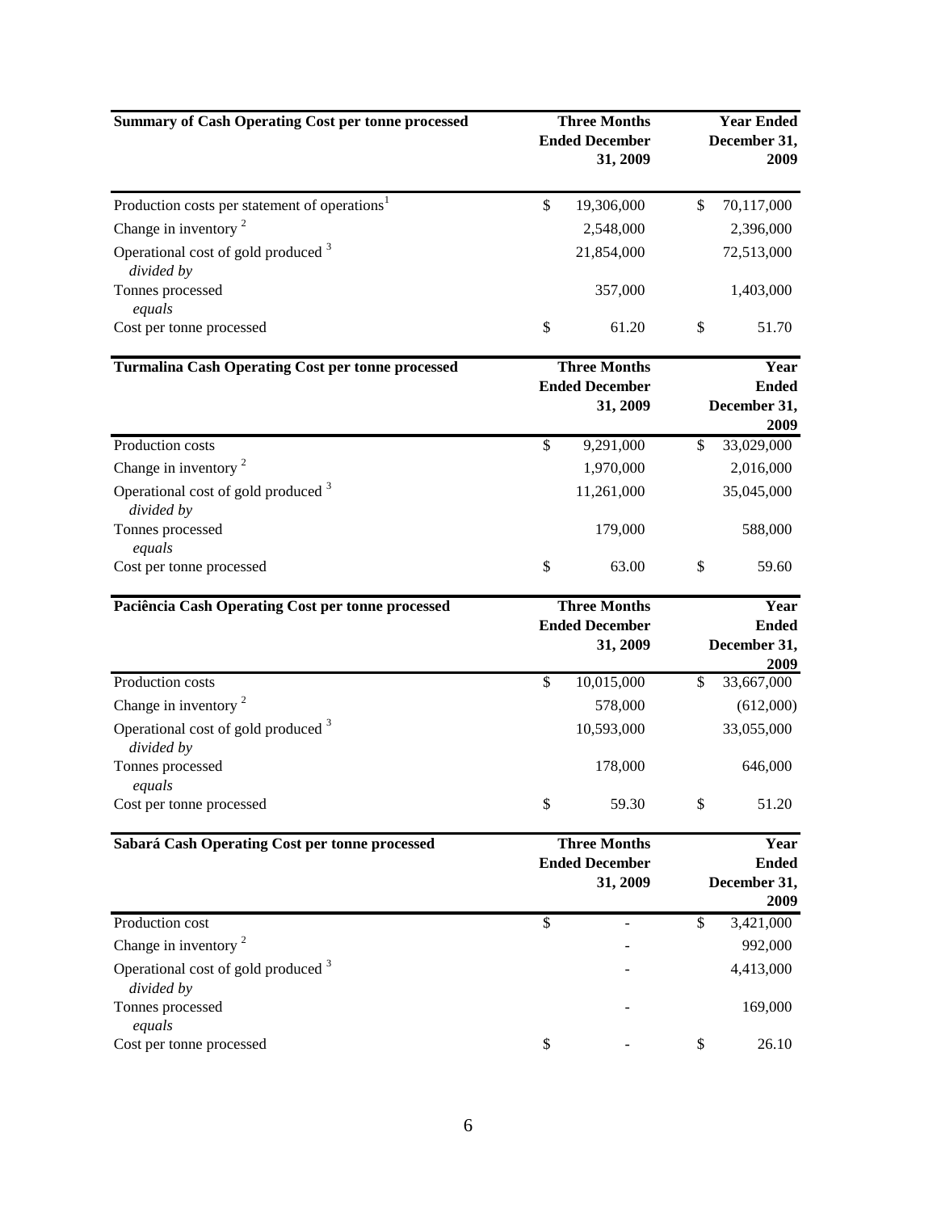| Summary of Cash Operating Cost per tonne processed | Three Months Ended December 31, 2009 | Year Ended December 31, 2009 |
|---|---|---|
| Production costs per statement of operations[1] | $ 19,306,000 | $ 70,117,000 |
| Change in inventory [2] | 2,548,000 | 2,396,000 |
| Operational cost of gold produced [3] | 21,854,000 | 72,513,000 |
| *divided by* | | |
| Tonnes processed | 357,000 | 1,403,000 |
| *equals* | | |
| Cost per tonne processed | $ 61.20 | $ 51.70 |

| Turmalina Cash Operating Cost per tonne processed | Three Months Ended December 31, 2009 | Year Ended December 31, 2009 |
|---|---|---|
| Production costs | $ 9,291,000 | $ 33,029,000 |
| Change in inventory [2] | 1,970,000 | 2,016,000 |
| Operational cost of gold produced [3] | 11,261,000 | 35,045,000 |
| *divided by* | | |
| Tonnes processed | 179,000 | 588,000 |
| *equals* | | |
| Cost per tonne processed | $ 63.00 | $ 59.60 |

| Paciência Cash Operating Cost per tonne processed | Three Months Ended December 31, 2009 | Year Ended December 31, 2009 |
|---|---|---|
| Production costs | $ 10,015,000 | $ 33,667,000 |
| Change in inventory [2] | 578,000 | (612,000) |
| Operational cost of gold produced [3] | 10,593,000 | 33,055,000 |
| *divided by* | | |
| Tonnes processed | 178,000 | 646,000 |
| *equals* | | |
| Cost per tonne processed | $ 59.30 | $ 51.20 |

| Sabará Cash Operating Cost per tonne processed | Three Months Ended December 31, 2009 | Year Ended December 31, 2009 |
|---|---|---|
| Production cost | $ - | $ 3,421,000 |
| Change in inventory [2] | - | 992,000 |
| Operational cost of gold produced [3] | - | 4,413,000 |
| *divided by* | | |
| Tonnes processed | - | 169,000 |
| *equals* | | |
| Cost per tonne processed | $ - | $ 26.10 |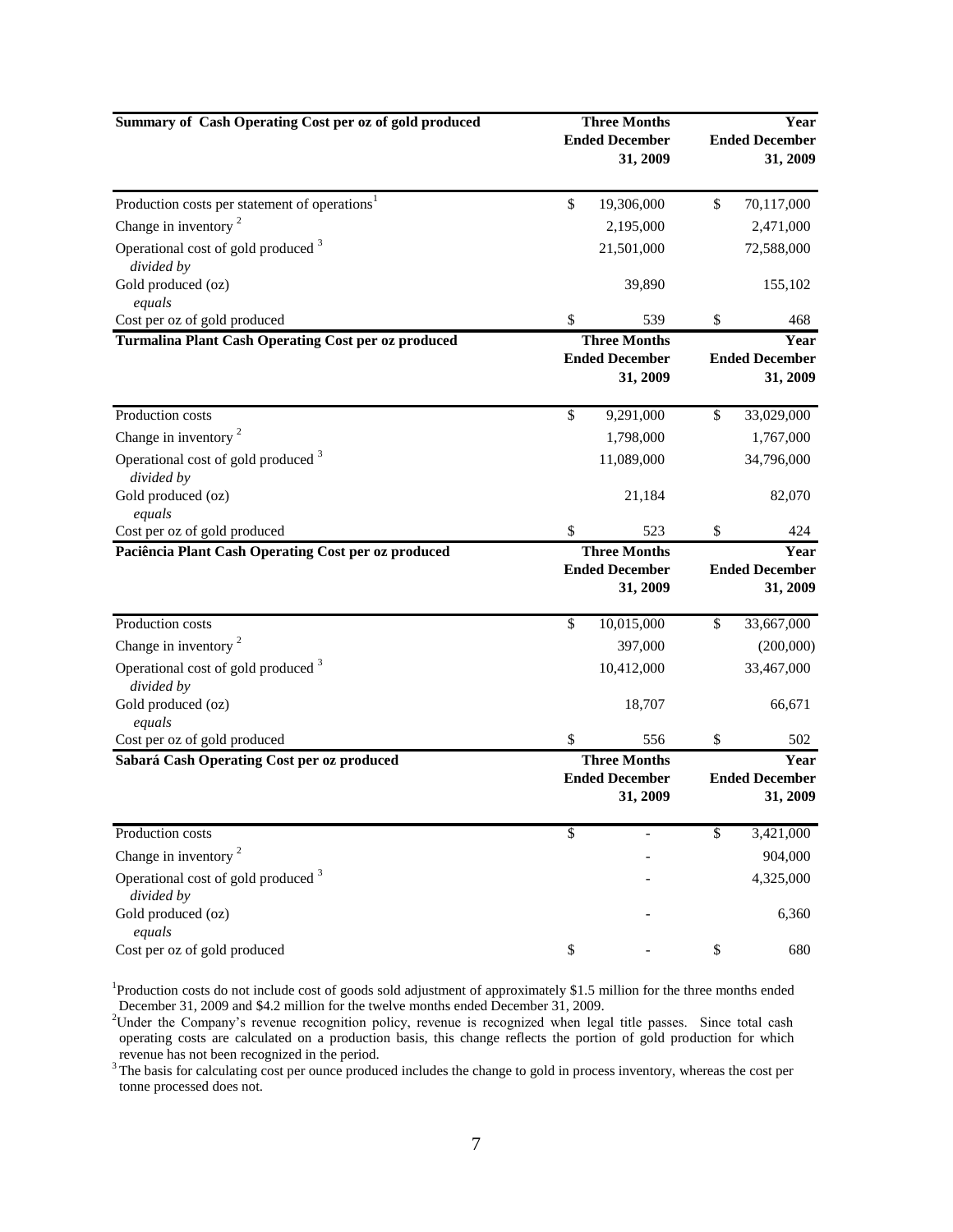| Summary of Cash Operating Cost per oz of gold produced | Three Months Ended December 31, 2009 | Year Ended December 31, 2009 |
|---|---|---|
| Production costs per statement of operations[1] | $ 19,306,000 | $ 70,117,000 |
| Change in inventory [2] | 2,195,000 | 2,471,000 |
| Operational cost of gold produced [3] | 21,501,000 | 72,588,000 |
| *divided by* | | |
| Gold produced (oz) | 39,890 | 155,102 |
| *equals* | | |
| Cost per oz of gold produced | $ 539 | $ 468 |

| Turmalina Plant Cash Operating Cost per oz produced | Three Months Ended December 31, 2009 | Year Ended December 31, 2009 |
|---|---|---|
| Production costs | $ 9,291,000 | $ 33,029,000 |
| Change in inventory [2] | 1,798,000 | 1,767,000 |
| Operational cost of gold produced [3] | 11,089,000 | 34,796,000 |
| *divided by* | | |
| Gold produced (oz) | 21,184 | 82,070 |
| *equals* | | |
| Cost per oz of gold produced | $ 523 | $ 424 |

| Paciência Plant Cash Operating Cost per oz produced | Three Months Ended December 31, 2009 | Year Ended December 31, 2009 |
|---|---|---|
| Production costs | $ 10,015,000 | $ 33,667,000 |
| Change in inventory [2] | 397,000 | (200,000) |
| Operational cost of gold produced [3] | 10,412,000 | 33,467,000 |
| *divided by* | | |
| Gold produced (oz) | 18,707 | 66,671 |
| *equals* | | |
| Cost per oz of gold produced | $ 556 | $ 502 |

| Sabará Cash Operating Cost per oz produced | Three Months Ended December 31, 2009 | Year Ended December 31, 2009 |
|---|---|---|
| Production costs | $ - | $ 3,421,000 |
| Change in inventory [2] | - | 904,000 |
| Operational cost of gold produced [3] | - | 4,325,000 |
| *divided by* | | |
| Gold produced (oz) | - | 6,360 |
| *equals* | | |
| Cost per oz of gold produced | $ - | $ 680 |

[1] Production costs do not include cost of goods sold adjustment of approximately $1.5 million for the three months ended December 31, 2009 and $4.2 million for the twelve months ended December 31, 2009.

[2] Under the Company's revenue recognition policy, revenue is recognized when legal title passes. Since total cash operating costs are calculated on a production basis, this change reflects the portion of gold production for which revenue has not been recognized in the period.

[3] The basis for calculating cost per ounce produced includes the change to gold in process inventory, whereas the cost per tonne processed does not.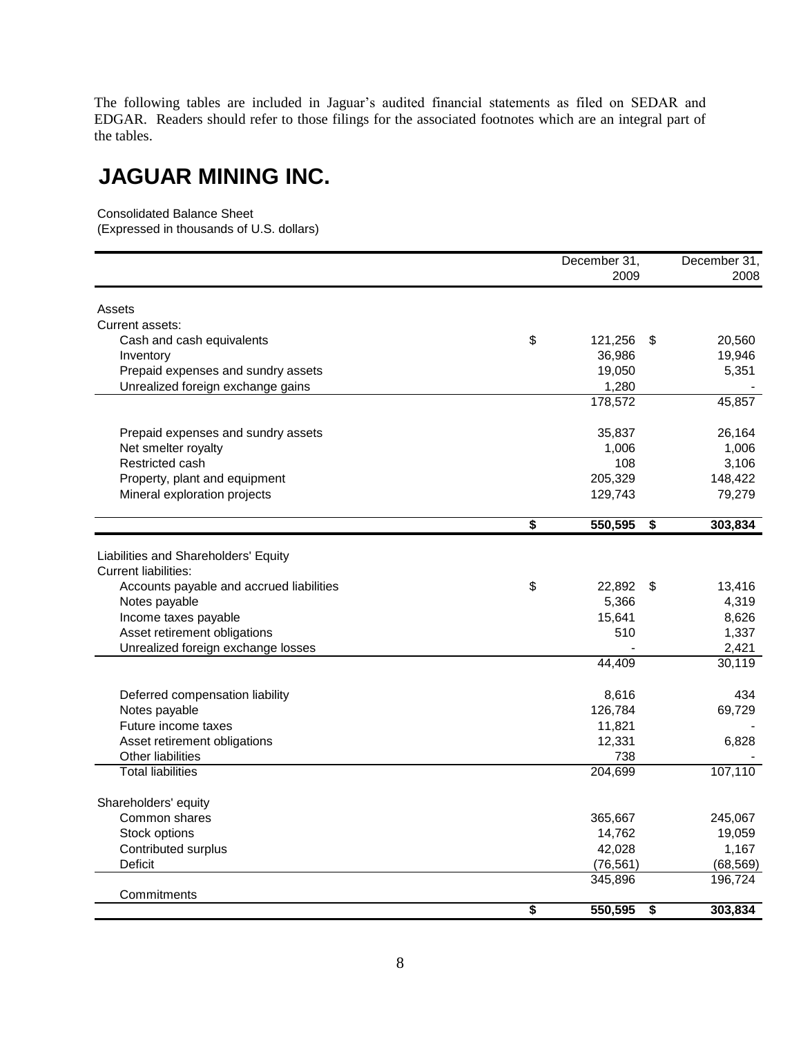The following tables are included in Jaguar's audited financial statements as filed on SEDAR and EDGAR. Readers should refer to those filings for the associated footnotes which are an integral part of the tables.

# JAGUAR MINING INC.

Consolidated Balance Sheet
(Expressed in thousands of U.S. dollars)

| | December 31, 2009 | December 31, 2008 |
|---|---|---|
| **Assets** | | |
| Current assets: | | |
| Cash and cash equivalents | $ 121,256 | $ 20,560 |
| Inventory | 36,986 | 19,946 |
| Prepaid expenses and sundry assets | 19,050 | 5,351 |
| Unrealized foreign exchange gains | 1,280 | - |
| | 178,572 | 45,857 |
| Prepaid expenses and sundry assets | 35,837 | 26,164 |
| Net smelter royalty | 1,006 | 1,006 |
| Restricted cash | 108 | 3,106 |
| Property, plant and equipment | 205,329 | 148,422 |
| Mineral exploration projects | 129,743 | 79,279 |
| | **$ 550,595** | **$ 303,834** |
| **Liabilities and Shareholders' Equity** | | |
| Current liabilities: | | |
| Accounts payable and accrued liabilities | $ 22,892 | $ 13,416 |
| Notes payable | 5,366 | 4,319 |
| Income taxes payable | 15,641 | 8,626 |
| Asset retirement obligations | 510 | 1,337 |
| Unrealized foreign exchange losses | - | 2,421 |
| | 44,409 | 30,119 |
| Deferred compensation liability | 8,616 | 434 |
| Notes payable | 126,784 | 69,729 |
| Future income taxes | 11,821 | - |
| Asset retirement obligations | 12,331 | 6,828 |
| Other liabilities | 738 | - |
| Total liabilities | 204,699 | 107,110 |
| Shareholders' equity | | |
| Common shares | 365,667 | 245,067 |
| Stock options | 14,762 | 19,059 |
| Contributed surplus | 42,028 | 1,167 |
| Deficit | (76,561) | (68,569) |
| | 345,896 | 196,724 |
| Commitments | | |
| | **$ 550,595** | **$ 303,834** |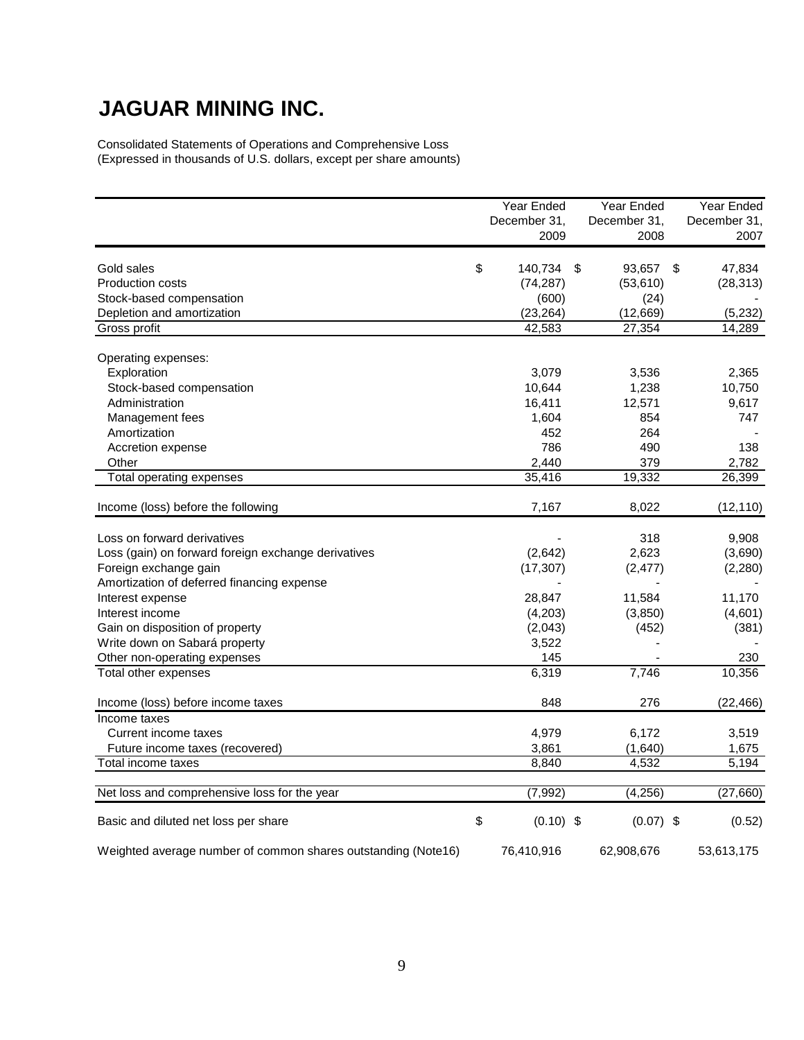# JAGUAR MINING INC.

Consolidated Statements of Operations and Comprehensive Loss
(Expressed in thousands of U.S. dollars, except per share amounts)

| | Year Ended December 31, 2009 | Year Ended December 31, 2008 | Year Ended December 31, 2007 |
|---|---|---|---|
| Gold sales | $ 140,734 | $ 93,657 | $ 47,834 |
| Production costs | (74,287) | (53,610) | (28,313) |
| Stock-based compensation | (600) | (24) | - |
| Depletion and amortization | (23,264) | (12,669) | (5,232) |
| Gross profit | 42,583 | 27,354 | 14,289 |
| Operating expenses: | | | |
| Exploration | 3,079 | 3,536 | 2,365 |
| Stock-based compensation | 10,644 | 1,238 | 10,750 |
| Administration | 16,411 | 12,571 | 9,617 |
| Management fees | 1,604 | 854 | 747 |
| Amortization | 452 | 264 | - |
| Accretion expense | 786 | 490 | 138 |
| Other | 2,440 | 379 | 2,782 |
| Total operating expenses | 35,416 | 19,332 | 26,399 |
| Income (loss) before the following | 7,167 | 8,022 | (12,110) |
| Loss on forward derivatives | - | 318 | 9,908 |
| Loss (gain) on forward foreign exchange derivatives | (2,642) | 2,623 | (3,690) |
| Foreign exchange gain | (17,307) | (2,477) | (2,280) |
| Amortization of deferred financing expense | - | - | - |
| Interest expense | 28,847 | 11,584 | 11,170 |
| Interest income | (4,203) | (3,850) | (4,601) |
| Gain on disposition of property | (2,043) | (452) | (381) |
| Write down on Sabará property | 3,522 | - | - |
| Other non-operating expenses | 145 | - | 230 |
| Total other expenses | 6,319 | 7,746 | 10,356 |
| Income (loss) before income taxes | 848 | 276 | (22,466) |
| Income taxes | | | |
| Current income taxes | 4,979 | 6,172 | 3,519 |
| Future income taxes (recovered) | 3,861 | (1,640) | 1,675 |
| Total income taxes | 8,840 | 4,532 | 5,194 |
| Net loss and comprehensive loss for the year | (7,992) | (4,256) | (27,660) |
| Basic and diluted net loss per share | $ (0.10) | $ (0.07) | $ (0.52) |
| Weighted average number of common shares outstanding (Note16) | 76,410,916 | 62,908,676 | 53,613,175 |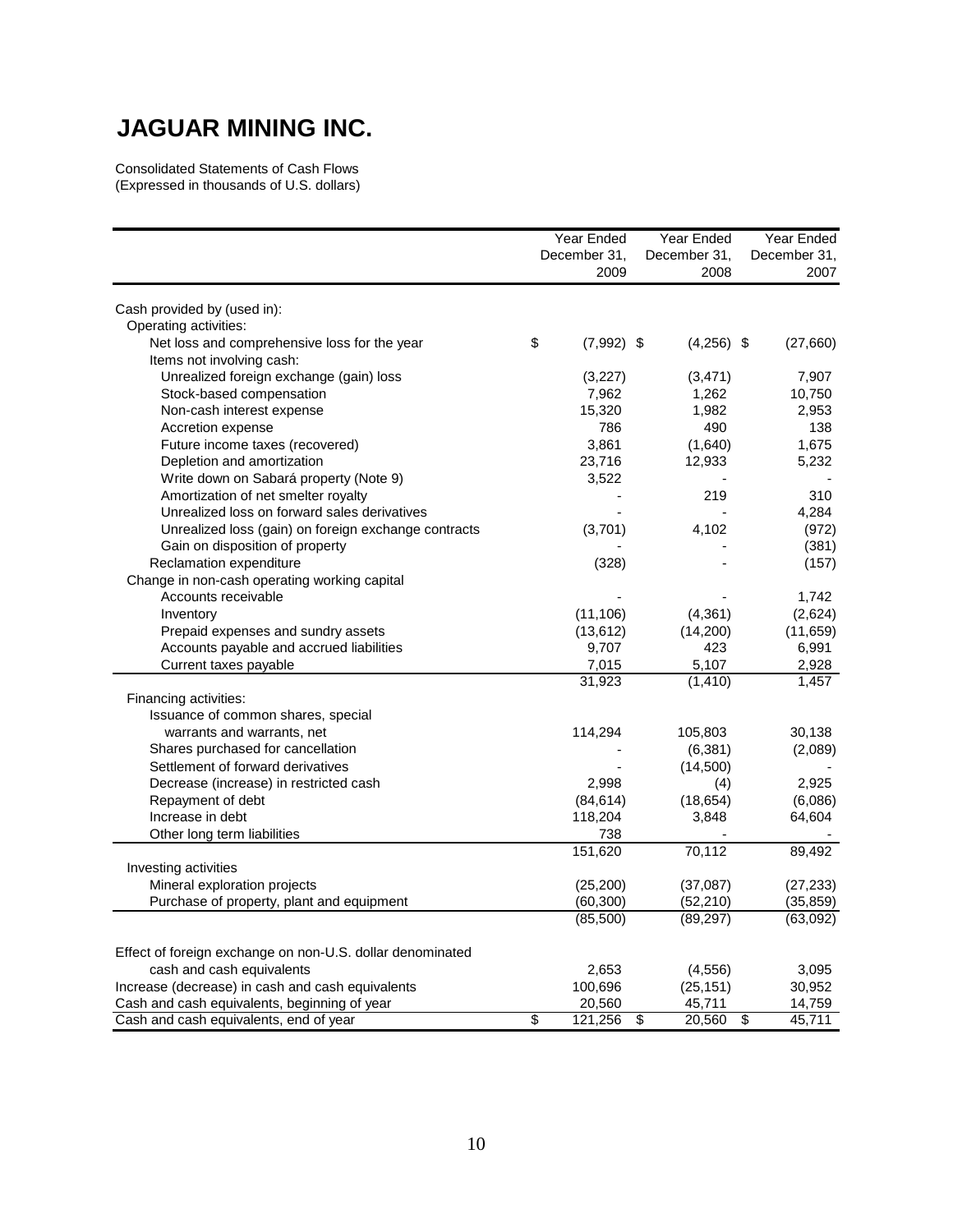# JAGUAR MINING INC.

Consolidated Statements of Cash Flows
(Expressed in thousands of U.S. dollars)

| | Year Ended December 31, 2009 | Year Ended December 31, 2008 | Year Ended December 31, 2007 |
|---|---|---|---|
| Cash provided by (used in): | | | |
| Operating activities: | | | |
| Net loss and comprehensive loss for the year | $ (7,992) | $ (4,256) | $ (27,660) |
| Items not involving cash: | | | |
| Unrealized foreign exchange (gain) loss | (3,227) | (3,471) | 7,907 |
| Stock-based compensation | 7,962 | 1,262 | 10,750 |
| Non-cash interest expense | 15,320 | 1,982 | 2,953 |
| Accretion expense | 786 | 490 | 138 |
| Future income taxes (recovered) | 3,861 | (1,640) | 1,675 |
| Depletion and amortization | 23,716 | 12,933 | 5,232 |
| Write down on Sabará property (Note 9) | 3,522 | - | - |
| Amortization of net smelter royalty | - | 219 | 310 |
| Unrealized loss on forward sales derivatives | - | - | 4,284 |
| Unrealized loss (gain) on foreign exchange contracts | (3,701) | 4,102 | (972) |
| Gain on disposition of property | - | - | (381) |
| Reclamation expenditure | (328) | - | (157) |
| Change in non-cash operating working capital | | | |
| Accounts receivable | - | - | 1,742 |
| Inventory | (11,106) | (4,361) | (2,624) |
| Prepaid expenses and sundry assets | (13,612) | (14,200) | (11,659) |
| Accounts payable and accrued liabilities | 9,707 | 423 | 6,991 |
| Current taxes payable | 7,015 | 5,107 | 2,928 |
| | 31,923 | (1,410) | 1,457 |
| Financing activities: | | | |
| Issuance of common shares, special warrants and warrants, net | 114,294 | 105,803 | 30,138 |
| Shares purchased for cancellation | - | (6,381) | (2,089) |
| Settlement of forward derivatives | - | (14,500) | - |
| Decrease (increase) in restricted cash | 2,998 | (4) | 2,925 |
| Repayment of debt | (84,614) | (18,654) | (6,086) |
| Increase in debt | 118,204 | 3,848 | 64,604 |
| Other long term liabilities | 738 | - | - |
| | 151,620 | 70,112 | 89,492 |
| Investing activities | | | |
| Mineral exploration projects | (25,200) | (37,087) | (27,233) |
| Purchase of property, plant and equipment | (60,300) | (52,210) | (35,859) |
| | (85,500) | (89,297) | (63,092) |
| Effect of foreign exchange on non-U.S. dollar denominated cash and cash equivalents | 2,653 | (4,556) | 3,095 |
| Increase (decrease) in cash and cash equivalents | 100,696 | (25,151) | 30,952 |
| Cash and cash equivalents, beginning of year | 20,560 | 45,711 | 14,759 |
| Cash and cash equivalents, end of year | $ 121,256 | $ 20,560 | $ 45,711 |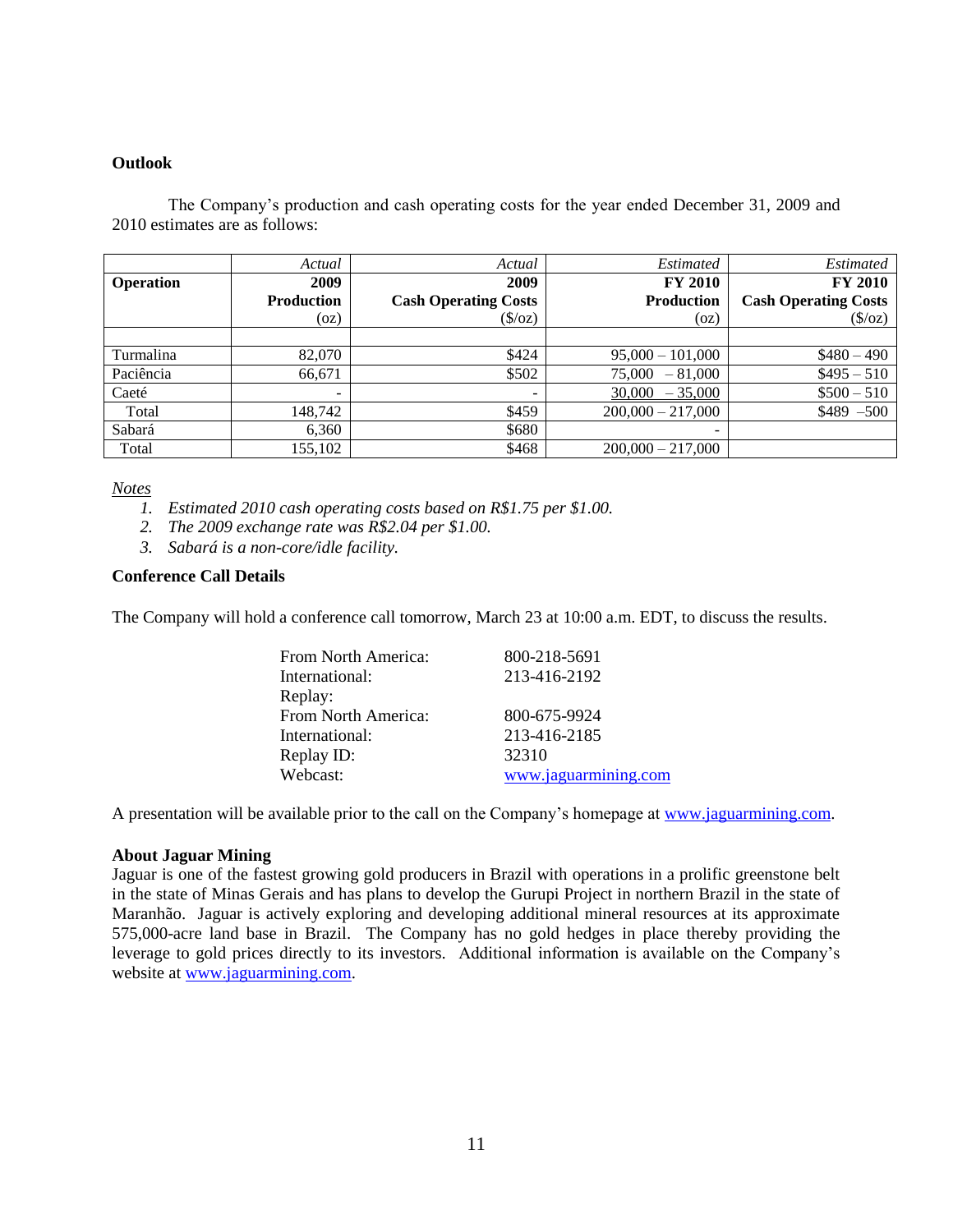**Outlook**

The Company's production and cash operating costs for the year ended December 31, 2009 and 2010 estimates are as follows:

| Operation | *Actual* 2009 Production (oz) | *Actual* 2009 Cash Operating Costs ($/oz) | *Estimated* FY 2010 Production (oz) | *Estimated* FY 2010 Cash Operating Costs ($/oz) |
|---|---|---|---|---|
| Turmalina | 82,070 | $424 | 95,000 – 101,000 | $480 – 490 |
| Paciência | 66,671 | $502 | 75,000 – 81,000 | $495 – 510 |
| Caeté | - | - | 30,000 – 35,000 | $500 – 510 |
| Total | 148,742 | $459 | 200,000 – 217,000 | $489 –500 |
| Sabará | 6,360 | $680 | - | |
| Total | 155,102 | $468 | 200,000 – 217,000 | |

*Notes*

1. *Estimated 2010 cash operating costs based on R$1.75 per $1.00.*
2. *The 2009 exchange rate was R$2.04 per $1.00.*
3. *Sabará is a non-core/idle facility.*

**Conference Call Details**

The Company will hold a conference call tomorrow, March 23 at 10:00 a.m. EDT, to discuss the results.

| | |
|---|---|
| From North America: | 800-218-5691 |
| International: | 213-416-2192 |
| Replay: | |
| From North America: | 800-675-9924 |
| International: | 213-416-2185 |
| Replay ID: | 32310 |
| Webcast: | www.jaguarmining.com |

A presentation will be available prior to the call on the Company's homepage at www.jaguarmining.com.

**About Jaguar Mining**

Jaguar is one of the fastest growing gold producers in Brazil with operations in a prolific greenstone belt in the state of Minas Gerais and has plans to develop the Gurupi Project in northern Brazil in the state of Maranhão. Jaguar is actively exploring and developing additional mineral resources at its approximate 575,000-acre land base in Brazil. The Company has no gold hedges in place thereby providing the leverage to gold prices directly to its investors. Additional information is available on the Company's website at www.jaguarmining.com.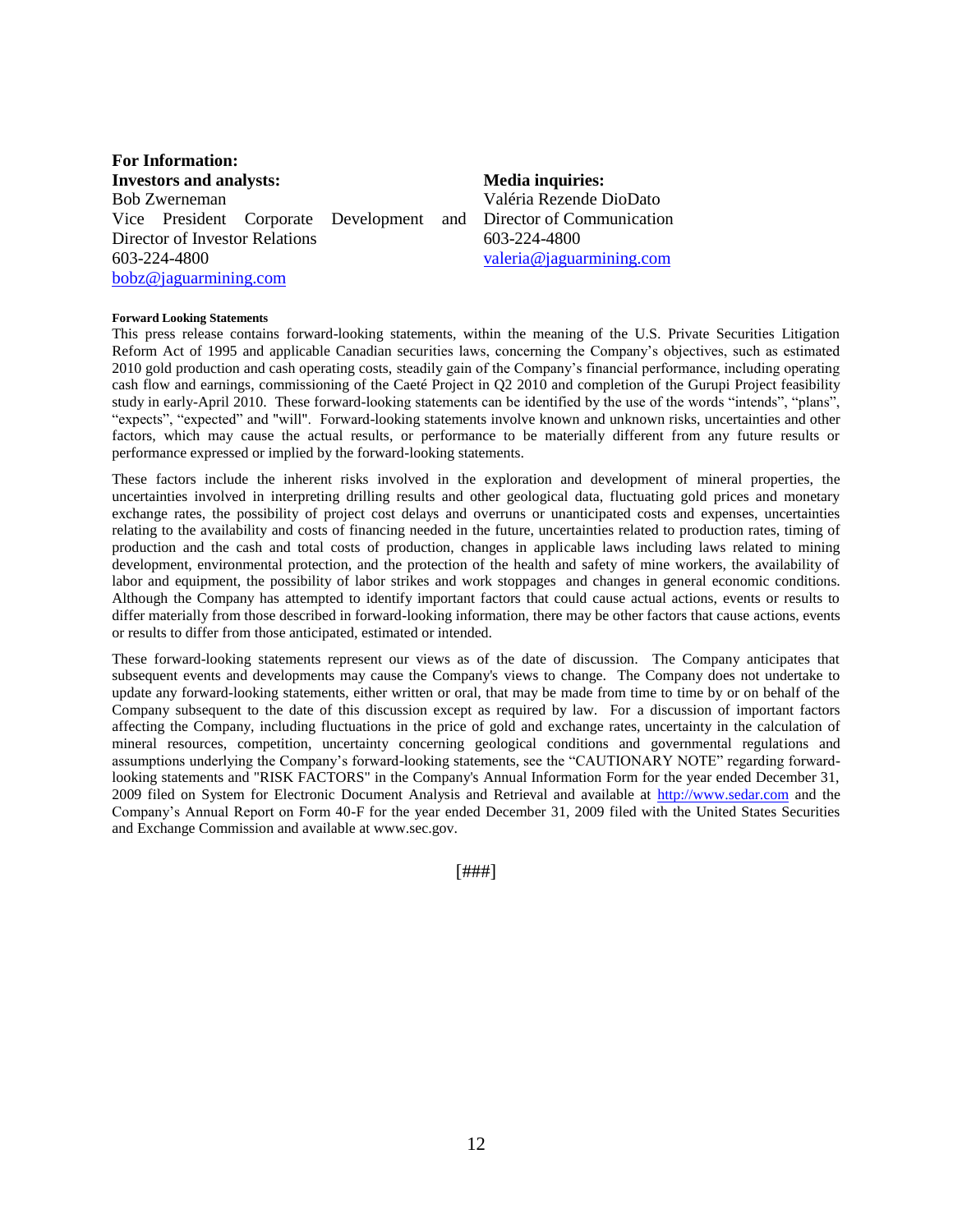**For Information:**

**Investors and analysts:**
Bob Zwerneman
Vice President Corporate Development and Director of Investor Relations
603-224-4800
bobz@jaguarmining.com

**Media inquiries:**
Valéria Rezende DioDato
Director of Communication
603-224-4800
valeria@jaguarmining.com

**Forward Looking Statements**

This press release contains forward-looking statements, within the meaning of the U.S. Private Securities Litigation Reform Act of 1995 and applicable Canadian securities laws, concerning the Company's objectives, such as estimated 2010 gold production and cash operating costs, steadily gain of the Company's financial performance, including operating cash flow and earnings, commissioning of the Caeté Project in Q2 2010 and completion of the Gurupi Project feasibility study in early-April 2010. These forward-looking statements can be identified by the use of the words "intends", "plans", "expects", "expected" and "will". Forward-looking statements involve known and unknown risks, uncertainties and other factors, which may cause the actual results, or performance to be materially different from any future results or performance expressed or implied by the forward-looking statements.

These factors include the inherent risks involved in the exploration and development of mineral properties, the uncertainties involved in interpreting drilling results and other geological data, fluctuating gold prices and monetary exchange rates, the possibility of project cost delays and overruns or unanticipated costs and expenses, uncertainties relating to the availability and costs of financing needed in the future, uncertainties related to production rates, timing of production and the cash and total costs of production, changes in applicable laws including laws related to mining development, environmental protection, and the protection of the health and safety of mine workers, the availability of labor and equipment, the possibility of labor strikes and work stoppages and changes in general economic conditions. Although the Company has attempted to identify important factors that could cause actual actions, events or results to differ materially from those described in forward-looking information, there may be other factors that cause actions, events or results to differ from those anticipated, estimated or intended.

These forward-looking statements represent our views as of the date of discussion. The Company anticipates that subsequent events and developments may cause the Company's views to change. The Company does not undertake to update any forward-looking statements, either written or oral, that may be made from time to time by or on behalf of the Company subsequent to the date of this discussion except as required by law. For a discussion of important factors affecting the Company, including fluctuations in the price of gold and exchange rates, uncertainty in the calculation of mineral resources, competition, uncertainty concerning geological conditions and governmental regulations and assumptions underlying the Company's forward-looking statements, see the "CAUTIONARY NOTE" regarding forward-looking statements and "RISK FACTORS" in the Company's Annual Information Form for the year ended December 31, 2009 filed on System for Electronic Document Analysis and Retrieval and available at http://www.sedar.com and the Company's Annual Report on Form 40-F for the year ended December 31, 2009 filed with the United States Securities and Exchange Commission and available at www.sec.gov.

[###]